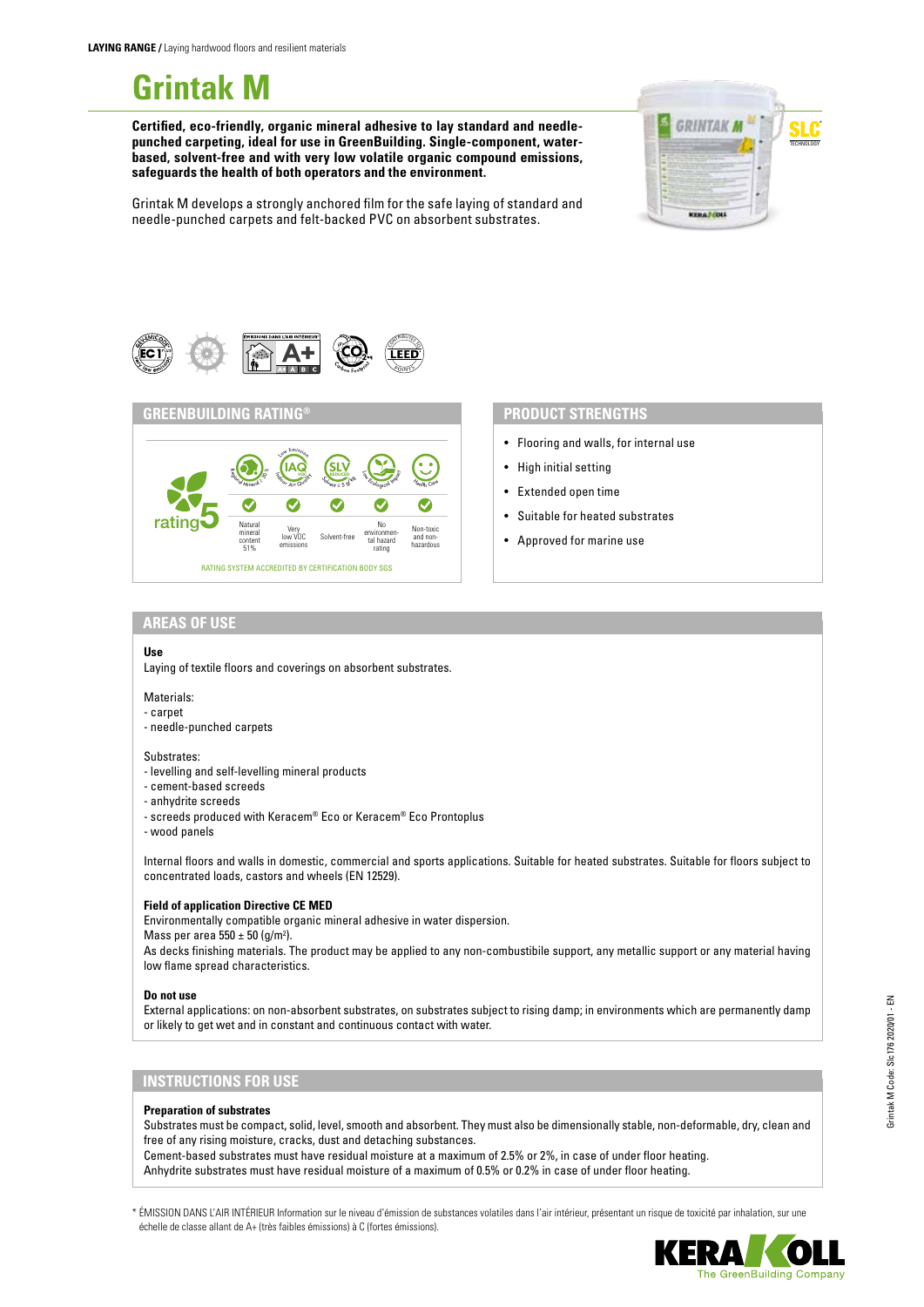**LAYING RANGE /** Laying hardwood floors and resilient materials

# Grintak M

**Certified, eco-friendly, organic mineral adhesive to lay standard and needle-punched carpeting, ideal for use in GreenBuilding. Single-component, water-based, solvent-free and with very low volatile organic compound emissions, safeguards the health of both operators and the environment.**

Grintak M develops a strongly anchored film for the safe laying of standard and needle-punched carpets and felt-backed PVC on absorbent substrates.

## GREENBUILDING RATING®

rating 5

| Regional Mineral ≥ 30% | Low Emission IAQ VOC Indoor Air Quality | SLV Solvent ≤ 5 g/kg | Low Ecological Impact | Health Care |
|---|---|---|---|---|
| Natural mineral content 51% | Very low VOC emissions | Solvent-free | No environmental hazard rating | Non-toxic and non-hazardous |

RATING SYSTEM ACCREDITED BY CERTIFICATION BODY SGS

## PRODUCT STRENGTHS

- Flooring and walls, for internal use
- High initial setting
- Extended open time
- Suitable for heated substrates
- Approved for marine use

## AREAS OF USE

**Use**

Laying of textile floors and coverings on absorbent substrates.

Materials:
- carpet
- needle-punched carpets

Substrates:
- levelling and self-levelling mineral products
- cement-based screeds
- anhydrite screeds
- screeds produced with Keracem® Eco or Keracem® Eco Prontoplus
- wood panels

Internal floors and walls in domestic, commercial and sports applications. Suitable for heated substrates. Suitable for floors subject to concentrated loads, castors and wheels (EN 12529).

**Field of application Directive CE MED**

Environmentally compatible organic mineral adhesive in water dispersion.

Mass per area 550 ± 50 (g/m²).

As decks finishing materials. The product may be applied to any non-combustibile support, any metallic support or any material having low flame spread characteristics.

**Do not use**

External applications: on non-absorbent substrates, on substrates subject to rising damp; in environments which are permanently damp or likely to get wet and in constant and continuous contact with water.

## INSTRUCTIONS FOR USE

**Preparation of substrates**

Substrates must be compact, solid, level, smooth and absorbent. They must also be dimensionally stable, non-deformable, dry, clean and free of any rising moisture, cracks, dust and detaching substances.

Cement-based substrates must have residual moisture at a maximum of 2.5% or 2%, in case of under floor heating.

Anhydrite substrates must have residual moisture of a maximum of 0.5% or 0.2% in case of under floor heating.

\* ÉMISSION DANS L'AIR INTÉRIEUR Information sur le niveau d'émission de substances volatiles dans l'air intérieur, présentant un risque de toxicité par inhalation, sur une échelle de classe allant de A+ (très faibles émissions) à C (fortes émissions).

Grintak M Code: Slc 176 2020/01 - EN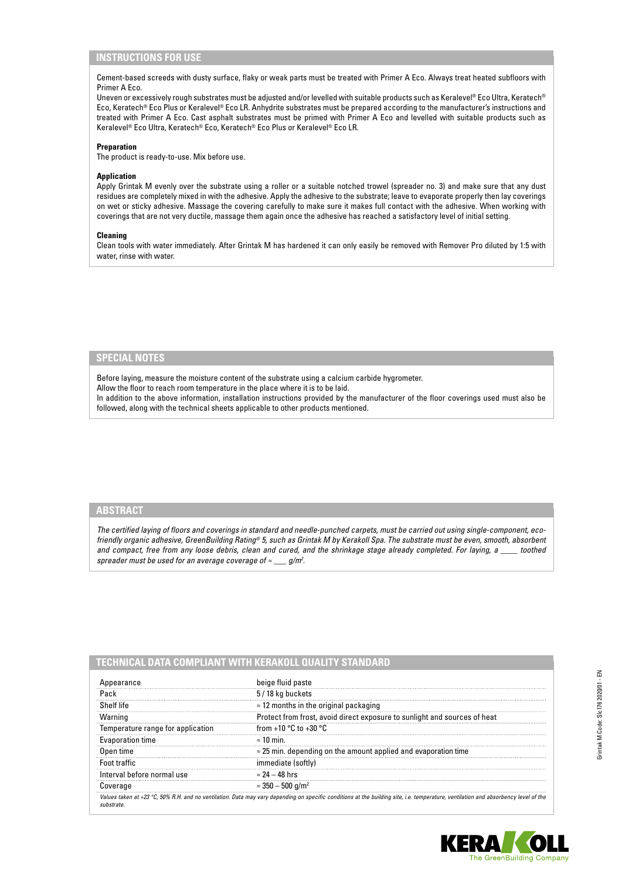## INSTRUCTIONS FOR USE

Cement-based screeds with dusty surface, flaky or weak parts must be treated with Primer A Eco. Always treat heated subfloors with Primer A Eco.

Uneven or excessively rough substrates must be adjusted and/or levelled with suitable products such as Keralevel® Eco Ultra, Keratech® Eco, Keratech® Eco Plus or Keralevel® Eco LR. Anhydrite substrates must be prepared according to the manufacturer's instructions and treated with Primer A Eco. Cast asphalt substrates must be primed with Primer A Eco and levelled with suitable products such as Keralevel® Eco Ultra, Keratech® Eco, Keratech® Eco Plus or Keralevel® Eco LR.

**Preparation**

The product is ready-to-use. Mix before use.

**Application**

Apply Grintak M evenly over the substrate using a roller or a suitable notched trowel (spreader no. 3) and make sure that any dust residues are completely mixed in with the adhesive. Apply the adhesive to the substrate; leave to evaporate properly then lay coverings on wet or sticky adhesive. Massage the covering carefully to make sure it makes full contact with the adhesive. When working with coverings that are not very ductile, massage them again once the adhesive has reached a satisfactory level of initial setting.

**Cleaning**

Clean tools with water immediately. After Grintak M has hardened it can only easily be removed with Remover Pro diluted by 1:5 with water, rinse with water.

## SPECIAL NOTES

Before laying, measure the moisture content of the substrate using a calcium carbide hygrometer.
Allow the floor to reach room temperature in the place where it is to be laid.
In addition to the above information, installation instructions provided by the manufacturer of the floor coverings used must also be followed, along with the technical sheets applicable to other products mentioned.

## ABSTRACT

*The certified laying of floors and coverings in standard and needle-punched carpets, must be carried out using single-component, eco-friendly organic adhesive, GreenBuilding Rating® 5, such as Grintak M by Kerakoll Spa. The substrate must be even, smooth, absorbent and compact, free from any loose debris, clean and cured, and the shrinkage stage already completed. For laying, a ____ toothed spreader must be used for an average coverage of ≈ ___ g/m².*

## TECHNICAL DATA COMPLIANT WITH KERAKOLL QUALITY STANDARD

| | |
|---|---|
| Appearance | beige fluid paste |
| Pack | 5 / 18 kg buckets |
| Shelf life | ≈ 12 months in the original packaging |
| Warning | Protect from frost, avoid direct exposure to sunlight and sources of heat |
| Temperature range for application | from +10 °C to +30 °C |
| Evaporation time | ≈ 10 min. |
| Open time | ≈ 25 min. depending on the amount applied and evaporation time |
| Foot traffic | immediate (softly) |
| Interval before normal use | ≈ 24 – 48 hrs |
| Coverage | ≈ 350 – 500 g/m² |

*Values taken at +23 °C, 50% R.H. and no ventilation. Data may vary depending on specific conditions at the building site, i.e. temperature, ventilation and absorbency level of the substrate.*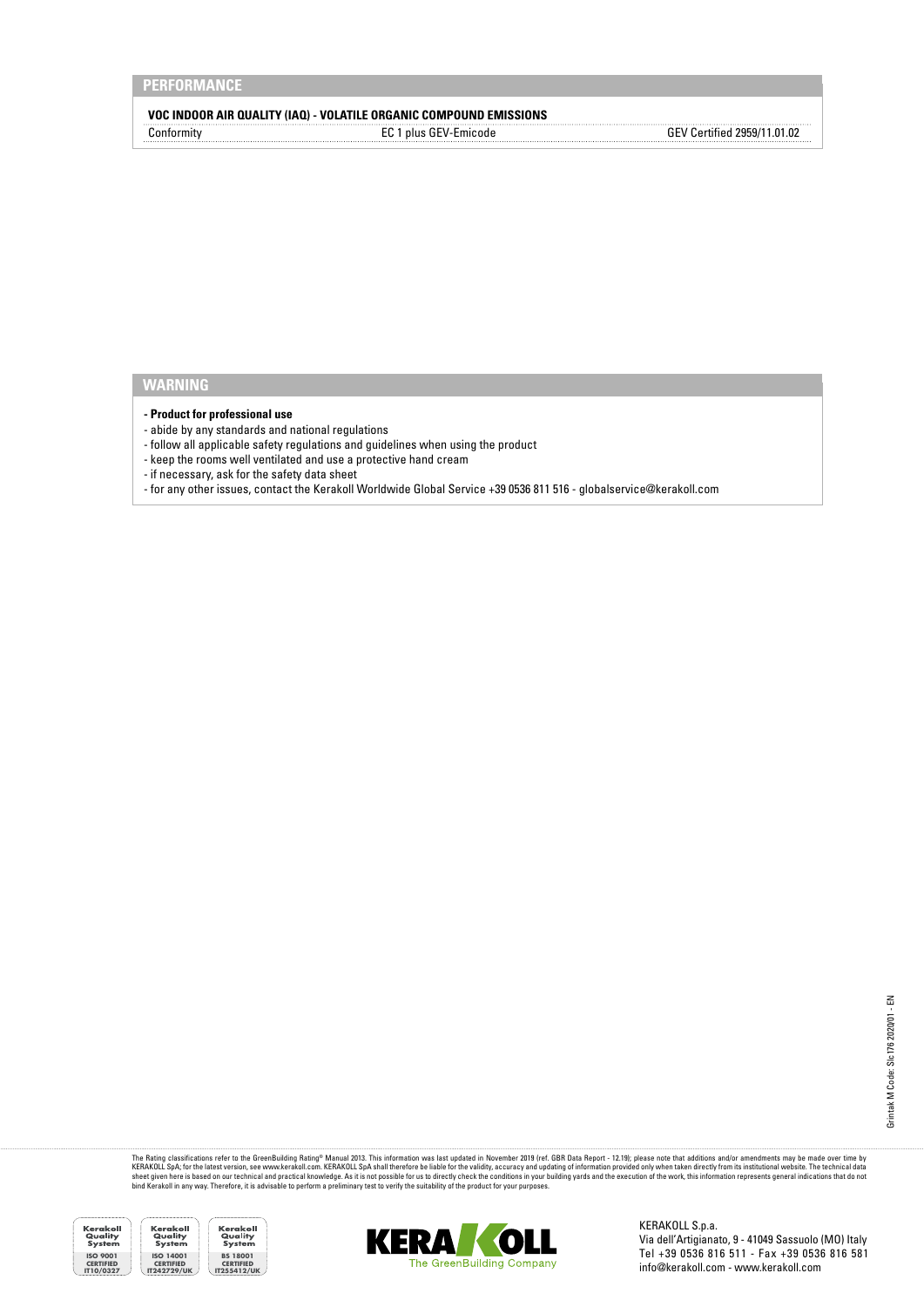## PERFORMANCE

**VOC INDOOR AIR QUALITY (IAQ) - VOLATILE ORGANIC COMPOUND EMISSIONS**

| | | |
|---|---|---|
| Conformity | EC 1 plus GEV-Emicode | GEV Certified 2959/11.01.02 |

## WARNING

- **Product for professional use**
- abide by any standards and national regulations
- follow all applicable safety regulations and guidelines when using the product
- keep the rooms well ventilated and use a protective hand cream
- if necessary, ask for the safety data sheet
- for any other issues, contact the Kerakoll Worldwide Global Service +39 0536 811 516 - globalservice@kerakoll.com

Grintak M Code: Slc 176 2020/01 - EN

The Rating classifications refer to the GreenBuilding Rating® Manual 2013. This information was last updated in November 2019 (ref. GBR Data Report - 12.19); please note that additions and/or amendments may be made over time by KERAKOLL SpA; for the latest version, see www.kerakoll.com. KERAKOLL SpA shall therefore be liable for the validity, accuracy and updating of information provided only when taken directly from its institutional website. The technical data sheet given here is based on our technical and practical knowledge. As it is not possible for us to directly check the conditions in your building yards and the execution of the work, this information represents general indications that do not bind Kerakoll in any way. Therefore, it is advisable to perform a preliminary test to verify the suitability of the product for your purposes.

Kerakoll Quality System ISO 9001 CERTIFIED IT10/0327

Kerakoll Quality System ISO 14001 CERTIFIED IT242729/UK

Kerakoll Quality System BS 18001 CERTIFIED IT255412/UK

KERAKOLL The GreenBuilding Company

KERAKOLL S.p.a.
Via dell'Artigianato, 9 - 41049 Sassuolo (MO) Italy
Tel +39 0536 816 511 - Fax +39 0536 816 581
info@kerakoll.com - www.kerakoll.com